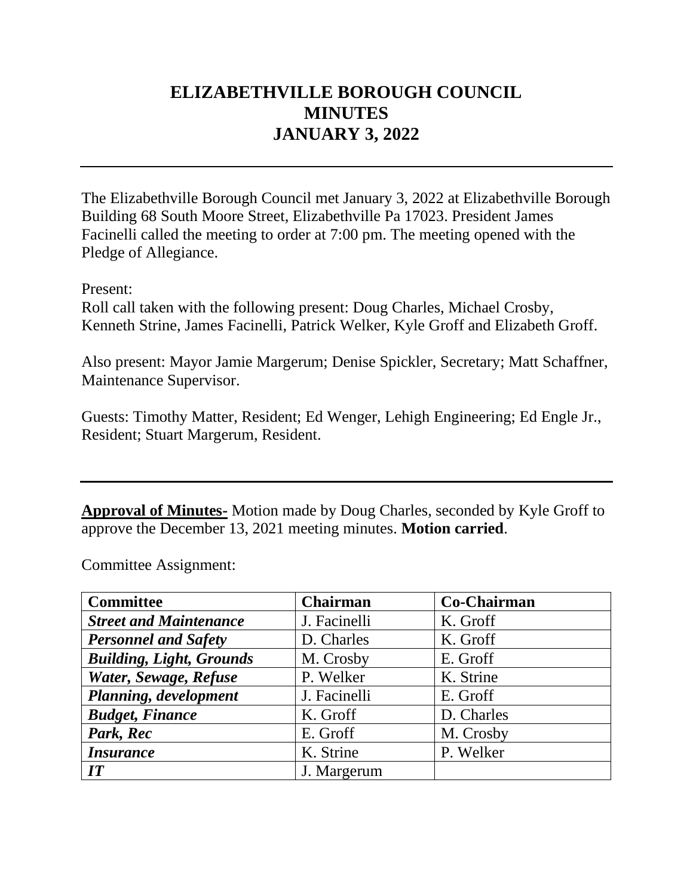# ELIZABETHVILLE BOROUGH COUNCIL
# MINUTES
# JANUARY 3, 2022

---

The Elizabethville Borough Council met January 3, 2022 at Elizabethville Borough Building 68 South Moore Street, Elizabethville Pa 17023. President James Facinelli called the meeting to order at 7:00 pm. The meeting opened with the Pledge of Allegiance.

Present:
Roll call taken with the following present: Doug Charles, Michael Crosby, Kenneth Strine, James Facinelli, Patrick Welker, Kyle Groff and Elizabeth Groff.

Also present: Mayor Jamie Margerum; Denise Spickler, Secretary; Matt Schaffner, Maintenance Supervisor.

Guests: Timothy Matter, Resident; Ed Wenger, Lehigh Engineering; Ed Engle Jr., Resident; Stuart Margerum, Resident.

---

**Approval of Minutes-** Motion made by Doug Charles, seconded by Kyle Groff to approve the December 13, 2021 meeting minutes. **Motion carried**.

Committee Assignment:

| **Committee** | **Chairman** | **Co-Chairman** |
|---|---|---|
| ***Street and Maintenance*** | J. Facinelli | K. Groff |
| ***Personnel and Safety*** | D. Charles | K. Groff |
| ***Building, Light, Grounds*** | M. Crosby | E. Groff |
| ***Water, Sewage, Refuse*** | P. Welker | K. Strine |
| ***Planning, development*** | J. Facinelli | E. Groff |
| ***Budget, Finance*** | K. Groff | D. Charles |
| ***Park, Rec*** | E. Groff | M. Crosby |
| ***Insurance*** | K. Strine | P. Welker |
| ***IT*** | J. Margerum | |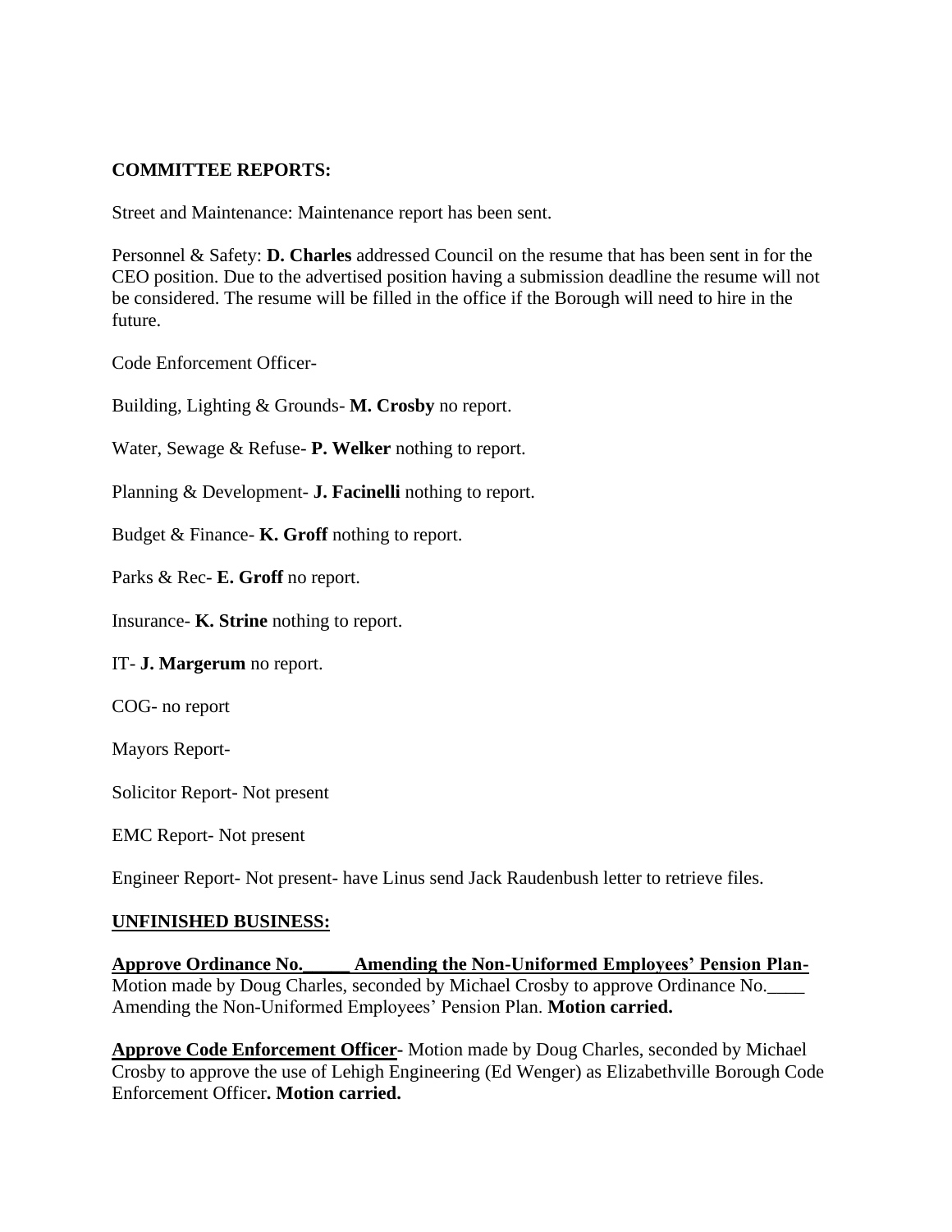**COMMITTEE REPORTS:**

Street and Maintenance: Maintenance report has been sent.

Personnel & Safety: **D. Charles** addressed Council on the resume that has been sent in for the CEO position. Due to the advertised position having a submission deadline the resume will not be considered. The resume will be filled in the office if the Borough will need to hire in the future.

Code Enforcement Officer-

Building, Lighting & Grounds- **M. Crosby** no report.

Water, Sewage & Refuse- **P. Welker** nothing to report.

Planning & Development- **J. Facinelli** nothing to report.

Budget & Finance- **K. Groff** nothing to report.

Parks & Rec- **E. Groff** no report.

Insurance- **K. Strine** nothing to report.

IT- **J. Margerum** no report.

COG- no report

Mayors Report-

Solicitor Report- Not present

EMC Report- Not present

Engineer Report- Not present- have Linus send Jack Raudenbush letter to retrieve files.

**UNFINISHED BUSINESS:**

**Approve Ordinance No.\_\_\_\_\_ Amending the Non-Uniformed Employees' Pension Plan-** Motion made by Doug Charles, seconded by Michael Crosby to approve Ordinance No.\_\_\_\_ Amending the Non-Uniformed Employees' Pension Plan. **Motion carried.**

**Approve Code Enforcement Officer-** Motion made by Doug Charles, seconded by Michael Crosby to approve the use of Lehigh Engineering (Ed Wenger) as Elizabethville Borough Code Enforcement Officer**. Motion carried.**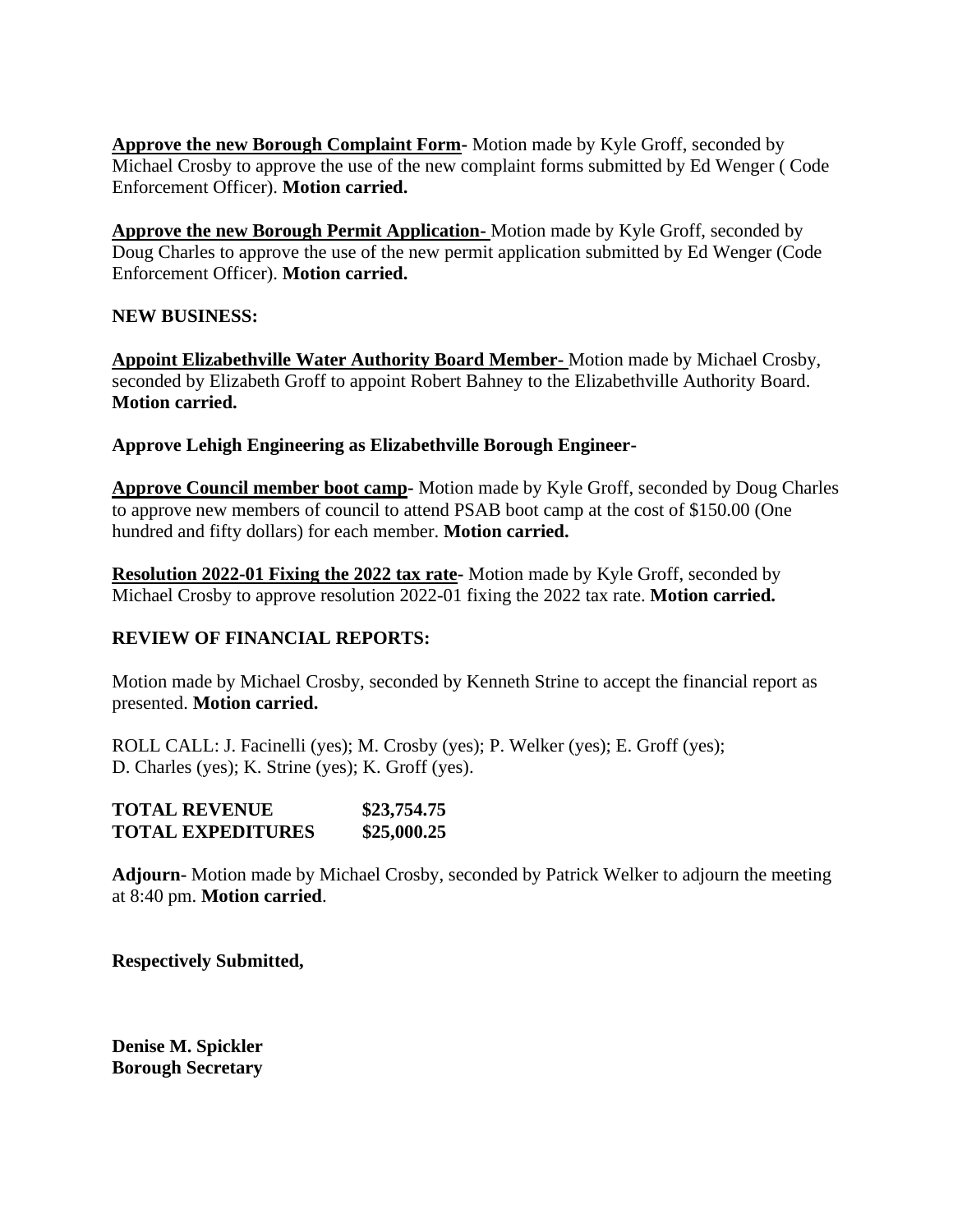**Approve the new Borough Complaint Form-** Motion made by Kyle Groff, seconded by Michael Crosby to approve the use of the new complaint forms submitted by Ed Wenger ( Code Enforcement Officer). **Motion carried.**

**Approve the new Borough Permit Application-** Motion made by Kyle Groff, seconded by Doug Charles to approve the use of the new permit application submitted by Ed Wenger (Code Enforcement Officer). **Motion carried.**

**NEW BUSINESS:**

**Appoint Elizabethville Water Authority Board Member-** Motion made by Michael Crosby, seconded by Elizabeth Groff to appoint Robert Bahney to the Elizabethville Authority Board. **Motion carried.**

**Approve Lehigh Engineering as Elizabethville Borough Engineer-**

**Approve Council member boot camp-** Motion made by Kyle Groff, seconded by Doug Charles to approve new members of council to attend PSAB boot camp at the cost of $150.00 (One hundred and fifty dollars) for each member. **Motion carried.**

**Resolution 2022-01 Fixing the 2022 tax rate-** Motion made by Kyle Groff, seconded by Michael Crosby to approve resolution 2022-01 fixing the 2022 tax rate. **Motion carried.**

**REVIEW OF FINANCIAL REPORTS:**

Motion made by Michael Crosby, seconded by Kenneth Strine to accept the financial report as presented. **Motion carried.**

ROLL CALL: J. Facinelli (yes); M. Crosby (yes); P. Welker (yes); E. Groff (yes); D. Charles (yes); K. Strine (yes); K. Groff (yes).

| | |
|---|---|
| **TOTAL REVENUE** | **$23,754.75** |
| **TOTAL EXPEDITURES** | **$25,000.25** |

**Adjourn-** Motion made by Michael Crosby, seconded by Patrick Welker to adjourn the meeting at 8:40 pm. **Motion carried**.

**Respectively Submitted,**

**Denise M. Spickler**
**Borough Secretary**